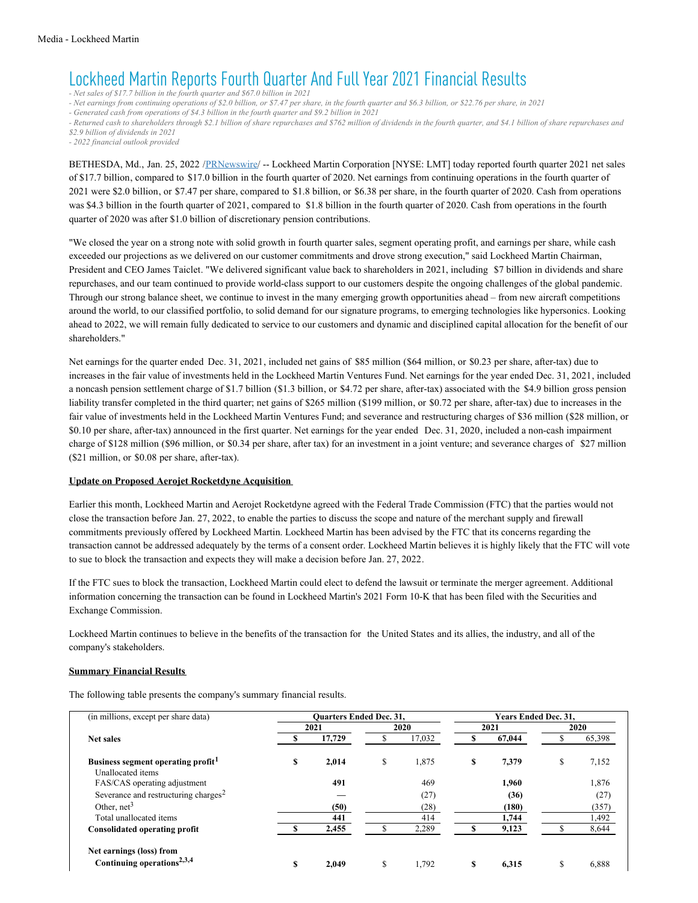Media - Lockheed Martin

# Lockheed Martin Reports Fourth Quarter And Full Year 2021 Financial Results

*- Net sales of $17.7 billion in the fourth quarter and $67.0 billion in 2021*
*- Net earnings from continuing operations of $2.0 billion, or $7.47 per share, in the fourth quarter and $6.3 billion, or $22.76 per share, in 2021*
*- Generated cash from operations of $4.3 billion in the fourth quarter and $9.2 billion in 2021*
*- Returned cash to shareholders through $2.1 billion of share repurchases and $762 million of dividends in the fourth quarter, and $4.1 billion of share repurchases and $2.9 billion of dividends in 2021*
*- 2022 financial outlook provided*

BETHESDA, Md., Jan. 25, 2022 /PRNewswire/ -- Lockheed Martin Corporation [NYSE: LMT] today reported fourth quarter 2021 net sales of $17.7 billion, compared to $17.0 billion in the fourth quarter of 2020. Net earnings from continuing operations in the fourth quarter of 2021 were $2.0 billion, or $7.47 per share, compared to $1.8 billion, or $6.38 per share, in the fourth quarter of 2020. Cash from operations was $4.3 billion in the fourth quarter of 2021, compared to $1.8 billion in the fourth quarter of 2020. Cash from operations in the fourth quarter of 2020 was after $1.0 billion of discretionary pension contributions.

"We closed the year on a strong note with solid growth in fourth quarter sales, segment operating profit, and earnings per share, while cash exceeded our projections as we delivered on our customer commitments and drove strong execution," said Lockheed Martin Chairman, President and CEO James Taiclet. "We delivered significant value back to shareholders in 2021, including $7 billion in dividends and share repurchases, and our team continued to provide world-class support to our customers despite the ongoing challenges of the global pandemic. Through our strong balance sheet, we continue to invest in the many emerging growth opportunities ahead – from new aircraft competitions around the world, to our classified portfolio, to solid demand for our signature programs, to emerging technologies like hypersonics. Looking ahead to 2022, we will remain fully dedicated to service to our customers and dynamic and disciplined capital allocation for the benefit of our shareholders."

Net earnings for the quarter ended Dec. 31, 2021, included net gains of $85 million ($64 million, or $0.23 per share, after-tax) due to increases in the fair value of investments held in the Lockheed Martin Ventures Fund. Net earnings for the year ended Dec. 31, 2021, included a noncash pension settlement charge of $1.7 billion ($1.3 billion, or $4.72 per share, after-tax) associated with the $4.9 billion gross pension liability transfer completed in the third quarter; net gains of $265 million ($199 million, or $0.72 per share, after-tax) due to increases in the fair value of investments held in the Lockheed Martin Ventures Fund; and severance and restructuring charges of $36 million ($28 million, or $0.10 per share, after-tax) announced in the first quarter. Net earnings for the year ended Dec. 31, 2020, included a non-cash impairment charge of $128 million ($96 million, or $0.34 per share, after tax) for an investment in a joint venture; and severance charges of $27 million ($21 million, or $0.08 per share, after-tax).

**Update on Proposed Aerojet Rocketdyne Acquisition**

Earlier this month, Lockheed Martin and Aerojet Rocketdyne agreed with the Federal Trade Commission (FTC) that the parties would not close the transaction before Jan. 27, 2022, to enable the parties to discuss the scope and nature of the merchant supply and firewall commitments previously offered by Lockheed Martin. Lockheed Martin has been advised by the FTC that its concerns regarding the transaction cannot be addressed adequately by the terms of a consent order. Lockheed Martin believes it is highly likely that the FTC will vote to sue to block the transaction and expects they will make a decision before Jan. 27, 2022.

If the FTC sues to block the transaction, Lockheed Martin could elect to defend the lawsuit or terminate the merger agreement. Additional information concerning the transaction can be found in Lockheed Martin's 2021 Form 10-K that has been filed with the Securities and Exchange Commission.

Lockheed Martin continues to believe in the benefits of the transaction for the United States and its allies, the industry, and all of the company's stakeholders.

**Summary Financial Results**

The following table presents the company's summary financial results.

| (in millions, except per share data) | Quarters Ended Dec. 31, | | Years Ended Dec. 31, | |
|---|---|---|---|---|
| | 2021 | 2020 | 2021 | 2020 |
| **Net sales** | **$ 17,729** | $ 17,032 | **$ 67,044** | $ 65,398 |
| **Business segment operating profit**[1] | **$ 2,014** | $ 1,875 | **$ 7,379** | $ 7,152 |
| Unallocated items | | | | |
| FAS/CAS operating adjustment | **491** | 469 | **1,960** | 1,876 |
| Severance and restructuring charges[2] | **—** | (27) | **(36)** | (27) |
| Other, net[3] | **(50)** | (28) | **(180)** | (357) |
| Total unallocated items | **441** | 414 | **1,744** | 1,492 |
| **Consolidated operating profit** | **$ 2,455** | $ 2,289 | **$ 9,123** | $ 8,644 |
| **Net earnings (loss) from Continuing operations**[2,3,4] | **$ 2,049** | $ 1,792 | **$ 6,315** | $ 6,888 |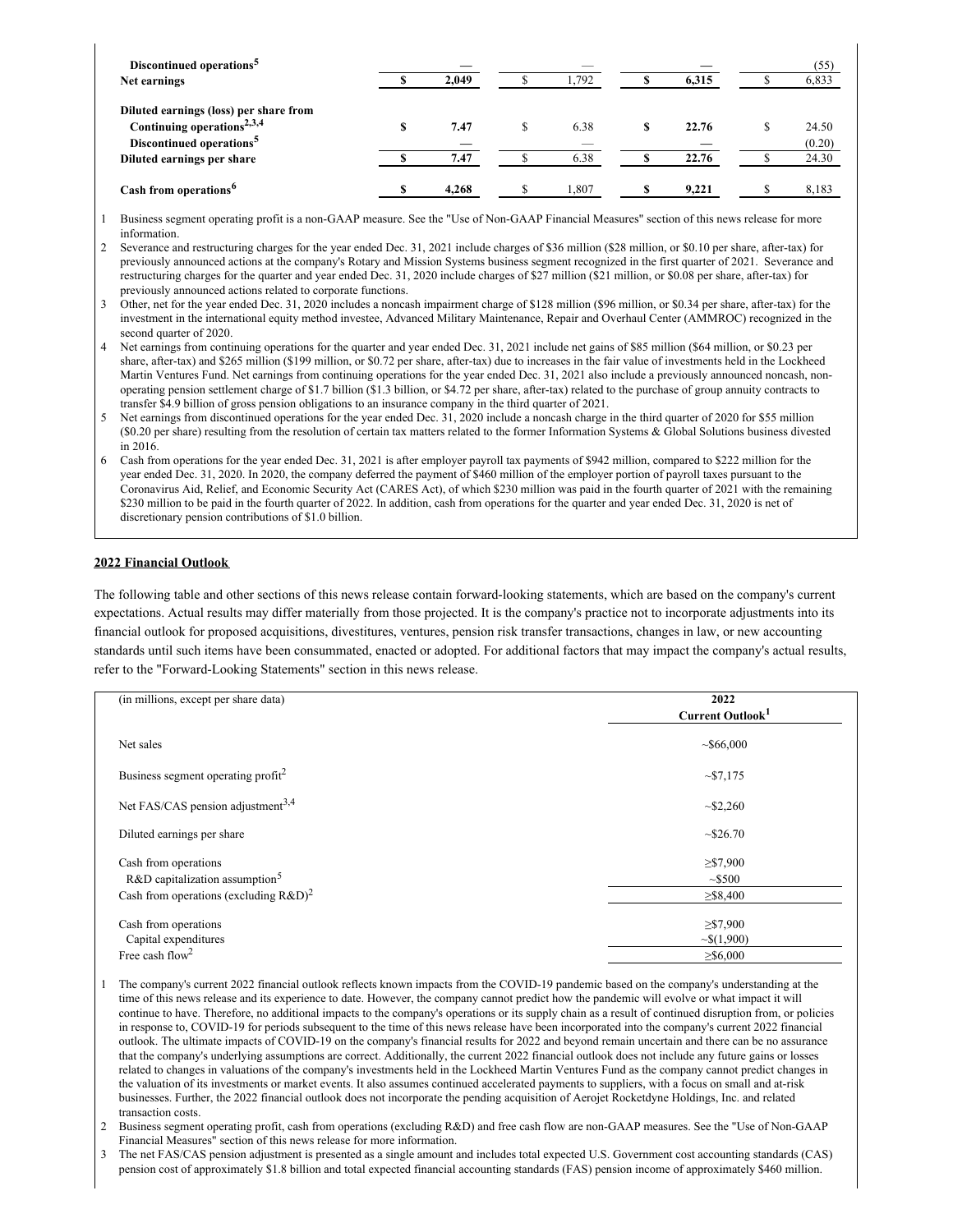| | | | | |
|---|---|---|---|---|
| **Discontinued operations**[5] | — | — | — | (55) |
| **Net earnings** | **$ 2,049** | $ 1,792 | **$ 6,315** | $ 6,833 |
| | | | | |
| **Diluted earnings (loss) per share from** | | | | |
| **Continuing operations**[2,3,4] | **$ 7.47** | $ 6.38 | **$ 22.76** | $ 24.50 |
| **Discontinued operations**[5] | — | — | — | (0.20) |
| **Diluted earnings per share** | **$ 7.47** | $ 6.38 | **$ 22.76** | $ 24.30 |
| | | | | |
| **Cash from operations**[6] | **$ 4,268** | $ 1,807 | **$ 9,221** | $ 8,183 |

1 Business segment operating profit is a non-GAAP measure. See the "Use of Non-GAAP Financial Measures" section of this news release for more information.

2 Severance and restructuring charges for the year ended Dec. 31, 2021 include charges of $36 million ($28 million, or $0.10 per share, after-tax) for previously announced actions at the company's Rotary and Mission Systems business segment recognized in the first quarter of 2021. Severance and restructuring charges for the quarter and year ended Dec. 31, 2020 include charges of $27 million ($21 million, or $0.08 per share, after-tax) for previously announced actions related to corporate functions.

3 Other, net for the year ended Dec. 31, 2020 includes a noncash impairment charge of $128 million ($96 million, or $0.34 per share, after-tax) for the investment in the international equity method investee, Advanced Military Maintenance, Repair and Overhaul Center (AMMROC) recognized in the second quarter of 2020.

4 Net earnings from continuing operations for the quarter and year ended Dec. 31, 2021 include net gains of $85 million ($64 million, or $0.23 per share, after-tax) and $265 million ($199 million, or $0.72 per share, after-tax) due to increases in the fair value of investments held in the Lockheed Martin Ventures Fund. Net earnings from continuing operations for the year ended Dec. 31, 2021 also include a previously announced noncash, non-operating pension settlement charge of $1.7 billion ($1.3 billion, or $4.72 per share, after-tax) related to the purchase of group annuity contracts to transfer $4.9 billion of gross pension obligations to an insurance company in the third quarter of 2021.

5 Net earnings from discontinued operations for the year ended Dec. 31, 2020 include a noncash charge in the third quarter of 2020 for $55 million ($0.20 per share) resulting from the resolution of certain tax matters related to the former Information Systems & Global Solutions business divested in 2016.

6 Cash from operations for the year ended Dec. 31, 2021 is after employer payroll tax payments of $942 million, compared to $222 million for the year ended Dec. 31, 2020. In 2020, the company deferred the payment of $460 million of the employer portion of payroll taxes pursuant to the Coronavirus Aid, Relief, and Economic Security Act (CARES Act), of which $230 million was paid in the fourth quarter of 2021 with the remaining $230 million to be paid in the fourth quarter of 2022. In addition, cash from operations for the quarter and year ended Dec. 31, 2020 is net of discretionary pension contributions of $1.0 billion.

## 2022 Financial Outlook

The following table and other sections of this news release contain forward-looking statements, which are based on the company's current expectations. Actual results may differ materially from those projected. It is the company's practice not to incorporate adjustments into its financial outlook for proposed acquisitions, divestitures, ventures, pension risk transfer transactions, changes in law, or new accounting standards until such items have been consummated, enacted or adopted. For additional factors that may impact the company's actual results, refer to the "Forward-Looking Statements" section in this news release.

| (in millions, except per share data) | 2022 Current Outlook[1] |
|---|---|
| Net sales | ~$66,000 |
| Business segment operating profit[2] | ~$7,175 |
| Net FAS/CAS pension adjustment[3,4] | ~$2,260 |
| Diluted earnings per share | ~$26.70 |
| Cash from operations | ≥$7,900 |
| R&D capitalization assumption[5] | ~$500 |
| Cash from operations (excluding R&D)[2] | ≥$8,400 |
| Cash from operations | ≥$7,900 |
| Capital expenditures | ~$(1,900) |
| Free cash flow[2] | ≥$6,000 |

1 The company's current 2022 financial outlook reflects known impacts from the COVID-19 pandemic based on the company's understanding at the time of this news release and its experience to date. However, the company cannot predict how the pandemic will evolve or what impact it will continue to have. Therefore, no additional impacts to the company's operations or its supply chain as a result of continued disruption from, or policies in response to, COVID-19 for periods subsequent to the time of this news release have been incorporated into the company's current 2022 financial outlook. The ultimate impacts of COVID-19 on the company's financial results for 2022 and beyond remain uncertain and there can be no assurance that the company's underlying assumptions are correct. Additionally, the current 2022 financial outlook does not include any future gains or losses related to changes in valuations of the company's investments held in the Lockheed Martin Ventures Fund as the company cannot predict changes in the valuation of its investments or market events. It also assumes continued accelerated payments to suppliers, with a focus on small and at-risk businesses. Further, the 2022 financial outlook does not incorporate the pending acquisition of Aerojet Rocketdyne Holdings, Inc. and related transaction costs.

2 Business segment operating profit, cash from operations (excluding R&D) and free cash flow are non-GAAP measures. See the "Use of Non-GAAP Financial Measures" section of this news release for more information.

3 The net FAS/CAS pension adjustment is presented as a single amount and includes total expected U.S. Government cost accounting standards (CAS) pension cost of approximately $1.8 billion and total expected financial accounting standards (FAS) pension income of approximately $460 million.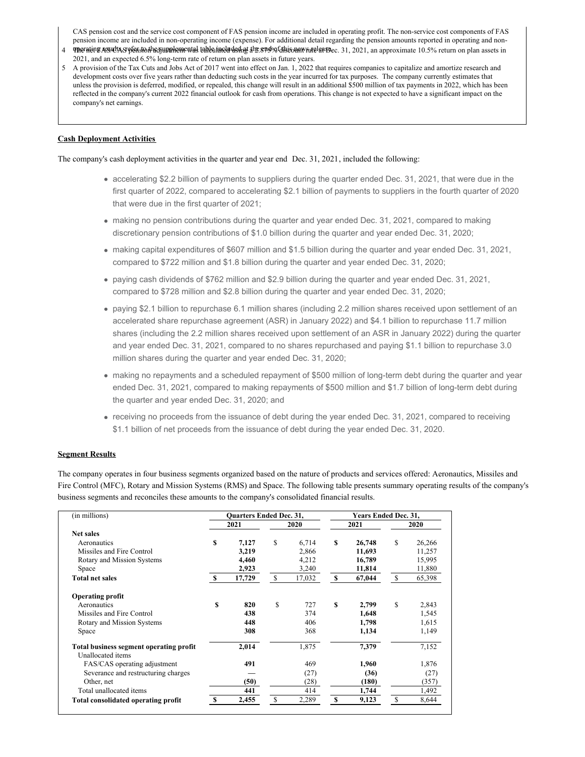CAS pension cost and the service cost component of FAS pension income are included in operating profit. The non-service cost components of FAS pension income are included in non-operating income (expense). For additional detail regarding the pension amounts reported in operating and non-operating results refer to the supplemental table included at the end of this news release.

4 The net FAS/CAS pension adjustment was calculated using a 2.875% discount rate at Dec. 31, 2021, an approximate 10.5% return on plan assets in 2021, and an expected 6.5% long-term rate of return on plan assets in future years.

5 A provision of the Tax Cuts and Jobs Act of 2017 went into effect on Jan. 1, 2022 that requires companies to capitalize and amortize research and development costs over five years rather than deducting such costs in the year incurred for tax purposes. The company currently estimates that unless the provision is deferred, modified, or repealed, this change will result in an additional $500 million of tax payments in 2022, which has been reflected in the company's current 2022 financial outlook for cash from operations. This change is not expected to have a significant impact on the company's net earnings.

## Cash Deployment Activities

The company's cash deployment activities in the quarter and year end Dec. 31, 2021, included the following:

- accelerating $2.2 billion of payments to suppliers during the quarter ended Dec. 31, 2021, that were due in the first quarter of 2022, compared to accelerating $2.1 billion of payments to suppliers in the fourth quarter of 2020 that were due in the first quarter of 2021;
- making no pension contributions during the quarter and year ended Dec. 31, 2021, compared to making discretionary pension contributions of $1.0 billion during the quarter and year ended Dec. 31, 2020;
- making capital expenditures of $607 million and $1.5 billion during the quarter and year ended Dec. 31, 2021, compared to $722 million and $1.8 billion during the quarter and year ended Dec. 31, 2020;
- paying cash dividends of $762 million and $2.9 billion during the quarter and year ended Dec. 31, 2021, compared to $728 million and $2.8 billion during the quarter and year ended Dec. 31, 2020;
- paying $2.1 billion to repurchase 6.1 million shares (including 2.2 million shares received upon settlement of an accelerated share repurchase agreement (ASR) in January 2022) and $4.1 billion to repurchase 11.7 million shares (including the 2.2 million shares received upon settlement of an ASR in January 2022) during the quarter and year ended Dec. 31, 2021, compared to no shares repurchased and paying $1.1 billion to repurchase 3.0 million shares during the quarter and year ended Dec. 31, 2020;
- making no repayments and a scheduled repayment of $500 million of long-term debt during the quarter and year ended Dec. 31, 2021, compared to making repayments of $500 million and $1.7 billion of long-term debt during the quarter and year ended Dec. 31, 2020; and
- receiving no proceeds from the issuance of debt during the year ended Dec. 31, 2021, compared to receiving $1.1 billion of net proceeds from the issuance of debt during the year ended Dec. 31, 2020.

## Segment Results

The company operates in four business segments organized based on the nature of products and services offered: Aeronautics, Missiles and Fire Control (MFC), Rotary and Mission Systems (RMS) and Space. The following table presents summary operating results of the company's business segments and reconciles these amounts to the company's consolidated financial results.

| (in millions) | Quarters Ended Dec. 31, | | Years Ended Dec. 31, | |
|---|---|---|---|---|
| | **2021** | **2020** | **2021** | **2020** |
| **Net sales** | | | | |
| Aeronautics | **$ 7,127** | $ 6,714 | **$ 26,748** | $ 26,266 |
| Missiles and Fire Control | **3,219** | 2,866 | **11,693** | 11,257 |
| Rotary and Mission Systems | **4,460** | 4,212 | **16,789** | 15,995 |
| Space | **2,923** | 3,240 | **11,814** | 11,880 |
| **Total net sales** | **$ 17,729** | $ 17,032 | **$ 67,044** | $ 65,398 |
| **Operating profit** | | | | |
| Aeronautics | **$ 820** | $ 727 | **$ 2,799** | $ 2,843 |
| Missiles and Fire Control | **438** | 374 | **1,648** | 1,545 |
| Rotary and Mission Systems | **448** | 406 | **1,798** | 1,615 |
| Space | **308** | 368 | **1,134** | 1,149 |
| **Total business segment operating profit** | **2,014** | 1,875 | **7,379** | 7,152 |
| Unallocated items | | | | |
| FAS/CAS operating adjustment | **491** | 469 | **1,960** | 1,876 |
| Severance and restructuring charges | **—** | (27) | **(36)** | (27) |
| Other, net | **(50)** | (28) | **(180)** | (357) |
| Total unallocated items | **441** | 414 | **1,744** | 1,492 |
| **Total consolidated operating profit** | **$ 2,455** | $ 2,289 | **$ 9,123** | $ 8,644 |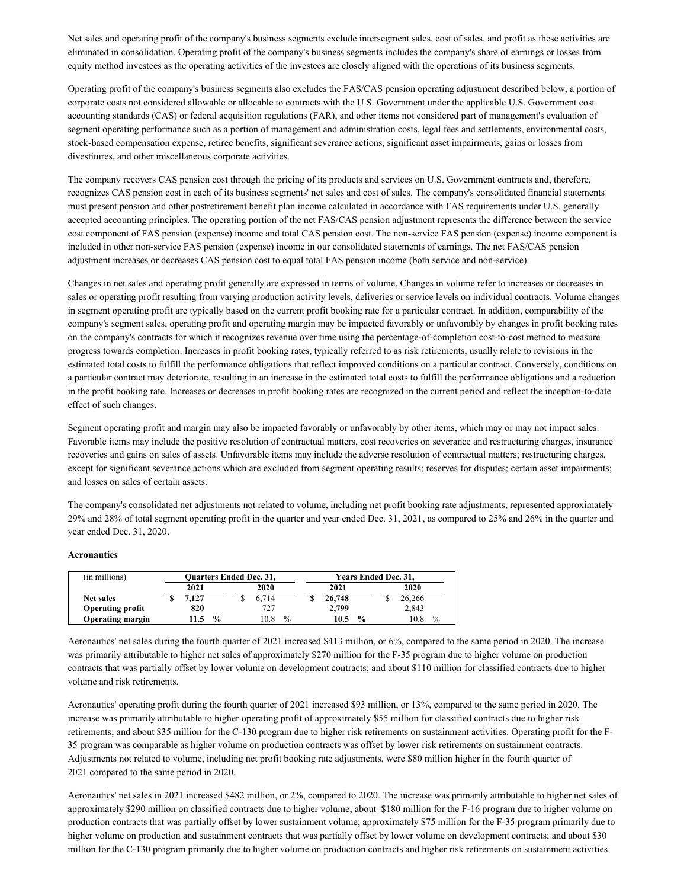Net sales and operating profit of the company's business segments exclude intersegment sales, cost of sales, and profit as these activities are eliminated in consolidation. Operating profit of the company's business segments includes the company's share of earnings or losses from equity method investees as the operating activities of the investees are closely aligned with the operations of its business segments.

Operating profit of the company's business segments also excludes the FAS/CAS pension operating adjustment described below, a portion of corporate costs not considered allowable or allocable to contracts with the U.S. Government under the applicable U.S. Government cost accounting standards (CAS) or federal acquisition regulations (FAR), and other items not considered part of management's evaluation of segment operating performance such as a portion of management and administration costs, legal fees and settlements, environmental costs, stock-based compensation expense, retiree benefits, significant severance actions, significant asset impairments, gains or losses from divestitures, and other miscellaneous corporate activities.

The company recovers CAS pension cost through the pricing of its products and services on U.S. Government contracts and, therefore, recognizes CAS pension cost in each of its business segments' net sales and cost of sales. The company's consolidated financial statements must present pension and other postretirement benefit plan income calculated in accordance with FAS requirements under U.S. generally accepted accounting principles. The operating portion of the net FAS/CAS pension adjustment represents the difference between the service cost component of FAS pension (expense) income and total CAS pension cost. The non-service FAS pension (expense) income component is included in other non-service FAS pension (expense) income in our consolidated statements of earnings. The net FAS/CAS pension adjustment increases or decreases CAS pension cost to equal total FAS pension income (both service and non-service).

Changes in net sales and operating profit generally are expressed in terms of volume. Changes in volume refer to increases or decreases in sales or operating profit resulting from varying production activity levels, deliveries or service levels on individual contracts. Volume changes in segment operating profit are typically based on the current profit booking rate for a particular contract. In addition, comparability of the company's segment sales, operating profit and operating margin may be impacted favorably or unfavorably by changes in profit booking rates on the company's contracts for which it recognizes revenue over time using the percentage-of-completion cost-to-cost method to measure progress towards completion. Increases in profit booking rates, typically referred to as risk retirements, usually relate to revisions in the estimated total costs to fulfill the performance obligations that reflect improved conditions on a particular contract. Conversely, conditions on a particular contract may deteriorate, resulting in an increase in the estimated total costs to fulfill the performance obligations and a reduction in the profit booking rate. Increases or decreases in profit booking rates are recognized in the current period and reflect the inception-to-date effect of such changes.

Segment operating profit and margin may also be impacted favorably or unfavorably by other items, which may or may not impact sales. Favorable items may include the positive resolution of contractual matters, cost recoveries on severance and restructuring charges, insurance recoveries and gains on sales of assets. Unfavorable items may include the adverse resolution of contractual matters; restructuring charges, except for significant severance actions which are excluded from segment operating results; reserves for disputes; certain asset impairments; and losses on sales of certain assets.

The company's consolidated net adjustments not related to volume, including net profit booking rate adjustments, represented approximately 29% and 28% of total segment operating profit in the quarter and year ended Dec. 31, 2021, as compared to 25% and 26% in the quarter and year ended Dec. 31, 2020.

**Aeronautics**

| (in millions) | Quarters Ended Dec. 31, | | Years Ended Dec. 31, | |
|---|---|---|---|---|
| | **2021** | 2020 | **2021** | 2020 |
| **Net sales** | **$ 7,127** | $ 6,714 | **$ 26,748** | $ 26,266 |
| **Operating profit** | **820** | 727 | **2,799** | 2,843 |
| **Operating margin** | **11.5 %** | 10.8 % | **10.5 %** | 10.8 % |

Aeronautics' net sales during the fourth quarter of 2021 increased $413 million, or 6%, compared to the same period in 2020. The increase was primarily attributable to higher net sales of approximately $270 million for the F-35 program due to higher volume on production contracts that was partially offset by lower volume on development contracts; and about $110 million for classified contracts due to higher volume and risk retirements.

Aeronautics' operating profit during the fourth quarter of 2021 increased $93 million, or 13%, compared to the same period in 2020. The increase was primarily attributable to higher operating profit of approximately $55 million for classified contracts due to higher risk retirements; and about $35 million for the C-130 program due to higher risk retirements on sustainment activities. Operating profit for the F-35 program was comparable as higher volume on production contracts was offset by lower risk retirements on sustainment contracts. Adjustments not related to volume, including net profit booking rate adjustments, were $80 million higher in the fourth quarter of 2021 compared to the same period in 2020.

Aeronautics' net sales in 2021 increased $482 million, or 2%, compared to 2020. The increase was primarily attributable to higher net sales of approximately $290 million on classified contracts due to higher volume; about $180 million for the F-16 program due to higher volume on production contracts that was partially offset by lower sustainment volume; approximately $75 million for the F-35 program primarily due to higher volume on production and sustainment contracts that was partially offset by lower volume on development contracts; and about $30 million for the C-130 program primarily due to higher volume on production contracts and higher risk retirements on sustainment activities.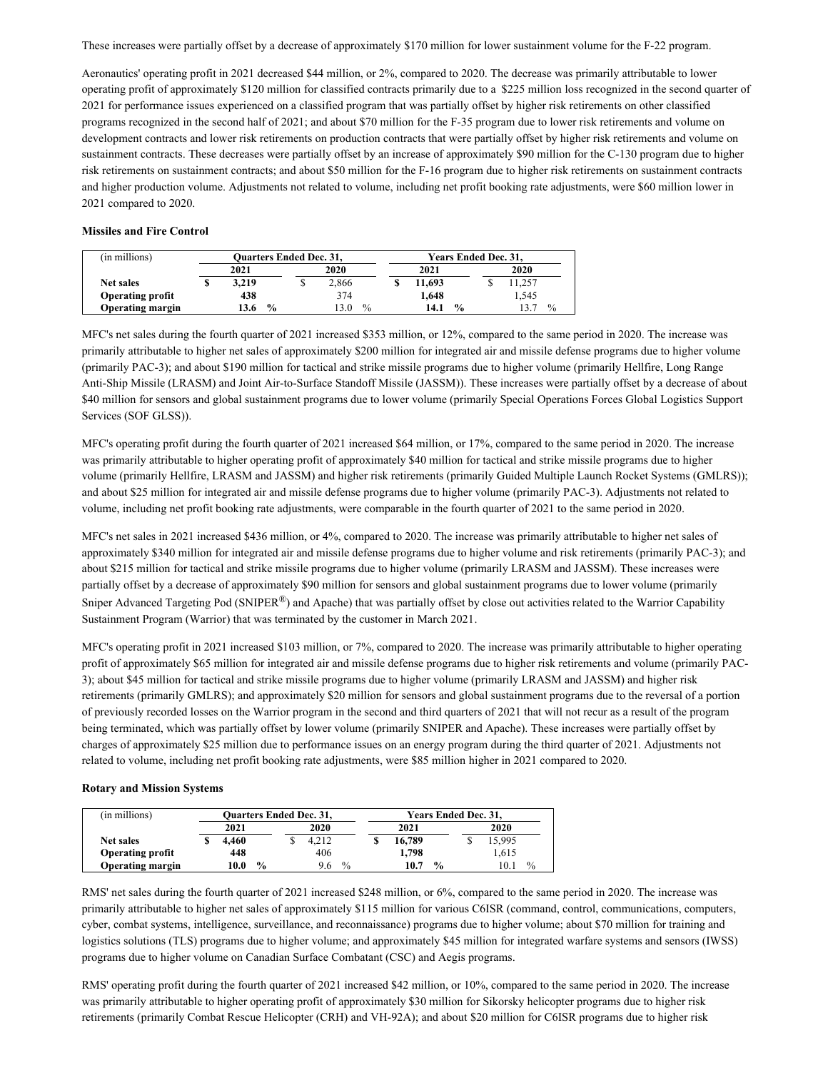These increases were partially offset by a decrease of approximately $170 million for lower sustainment volume for the F-22 program.

Aeronautics' operating profit in 2021 decreased $44 million, or 2%, compared to 2020. The decrease was primarily attributable to lower operating profit of approximately $120 million for classified contracts primarily due to a $225 million loss recognized in the second quarter of 2021 for performance issues experienced on a classified program that was partially offset by higher risk retirements on other classified programs recognized in the second half of 2021; and about $70 million for the F-35 program due to lower risk retirements and volume on development contracts and lower risk retirements on production contracts that were partially offset by higher risk retirements and volume on sustainment contracts. These decreases were partially offset by an increase of approximately $90 million for the C-130 program due to higher risk retirements on sustainment contracts; and about $50 million for the F-16 program due to higher risk retirements on sustainment contracts and higher production volume. Adjustments not related to volume, including net profit booking rate adjustments, were $60 million lower in 2021 compared to 2020.

**Missiles and Fire Control**

| (in millions) | Quarters Ended Dec. 31, | | Years Ended Dec. 31, | |
|---|---|---|---|---|
| | 2021 | 2020 | 2021 | 2020 |
| **Net sales** | **$ 3,219** | $ 2,866 | **$ 11,693** | $ 11,257 |
| **Operating profit** | **438** | 374 | **1,648** | 1,545 |
| **Operating margin** | **13.6 %** | 13.0 % | **14.1 %** | 13.7 % |

MFC's net sales during the fourth quarter of 2021 increased $353 million, or 12%, compared to the same period in 2020. The increase was primarily attributable to higher net sales of approximately $200 million for integrated air and missile defense programs due to higher volume (primarily PAC-3); and about $190 million for tactical and strike missile programs due to higher volume (primarily Hellfire, Long Range Anti-Ship Missile (LRASM) and Joint Air-to-Surface Standoff Missile (JASSM)). These increases were partially offset by a decrease of about $40 million for sensors and global sustainment programs due to lower volume (primarily Special Operations Forces Global Logistics Support Services (SOF GLSS)).

MFC's operating profit during the fourth quarter of 2021 increased $64 million, or 17%, compared to the same period in 2020. The increase was primarily attributable to higher operating profit of approximately $40 million for tactical and strike missile programs due to higher volume (primarily Hellfire, LRASM and JASSM) and higher risk retirements (primarily Guided Multiple Launch Rocket Systems (GMLRS)); and about $25 million for integrated air and missile defense programs due to higher volume (primarily PAC-3). Adjustments not related to volume, including net profit booking rate adjustments, were comparable in the fourth quarter of 2021 to the same period in 2020.

MFC's net sales in 2021 increased $436 million, or 4%, compared to 2020. The increase was primarily attributable to higher net sales of approximately $340 million for integrated air and missile defense programs due to higher volume and risk retirements (primarily PAC-3); and about $215 million for tactical and strike missile programs due to higher volume (primarily LRASM and JASSM). These increases were partially offset by a decrease of approximately $90 million for sensors and global sustainment programs due to lower volume (primarily Sniper Advanced Targeting Pod (SNIPER®) and Apache) that was partially offset by close out activities related to the Warrior Capability Sustainment Program (Warrior) that was terminated by the customer in March 2021.

MFC's operating profit in 2021 increased $103 million, or 7%, compared to 2020. The increase was primarily attributable to higher operating profit of approximately $65 million for integrated air and missile defense programs due to higher risk retirements and volume (primarily PAC-3); about $45 million for tactical and strike missile programs due to higher volume (primarily LRASM and JASSM) and higher risk retirements (primarily GMLRS); and approximately $20 million for sensors and global sustainment programs due to the reversal of a portion of previously recorded losses on the Warrior program in the second and third quarters of 2021 that will not recur as a result of the program being terminated, which was partially offset by lower volume (primarily SNIPER and Apache). These increases were partially offset by charges of approximately $25 million due to performance issues on an energy program during the third quarter of 2021. Adjustments not related to volume, including net profit booking rate adjustments, were $85 million higher in 2021 compared to 2020.

**Rotary and Mission Systems**

| (in millions) | Quarters Ended Dec. 31, | | Years Ended Dec. 31, | |
|---|---|---|---|---|
| | 2021 | 2020 | 2021 | 2020 |
| **Net sales** | **$ 4,460** | $ 4,212 | **$ 16,789** | $ 15,995 |
| **Operating profit** | **448** | 406 | **1,798** | 1,615 |
| **Operating margin** | **10.0 %** | 9.6 % | **10.7 %** | 10.1 % |

RMS' net sales during the fourth quarter of 2021 increased $248 million, or 6%, compared to the same period in 2020. The increase was primarily attributable to higher net sales of approximately $115 million for various C6ISR (command, control, communications, computers, cyber, combat systems, intelligence, surveillance, and reconnaissance) programs due to higher volume; about $70 million for training and logistics solutions (TLS) programs due to higher volume; and approximately $45 million for integrated warfare systems and sensors (IWSS) programs due to higher volume on Canadian Surface Combatant (CSC) and Aegis programs.

RMS' operating profit during the fourth quarter of 2021 increased $42 million, or 10%, compared to the same period in 2020. The increase was primarily attributable to higher operating profit of approximately $30 million for Sikorsky helicopter programs due to higher risk retirements (primarily Combat Rescue Helicopter (CRH) and VH-92A); and about $20 million for C6ISR programs due to higher risk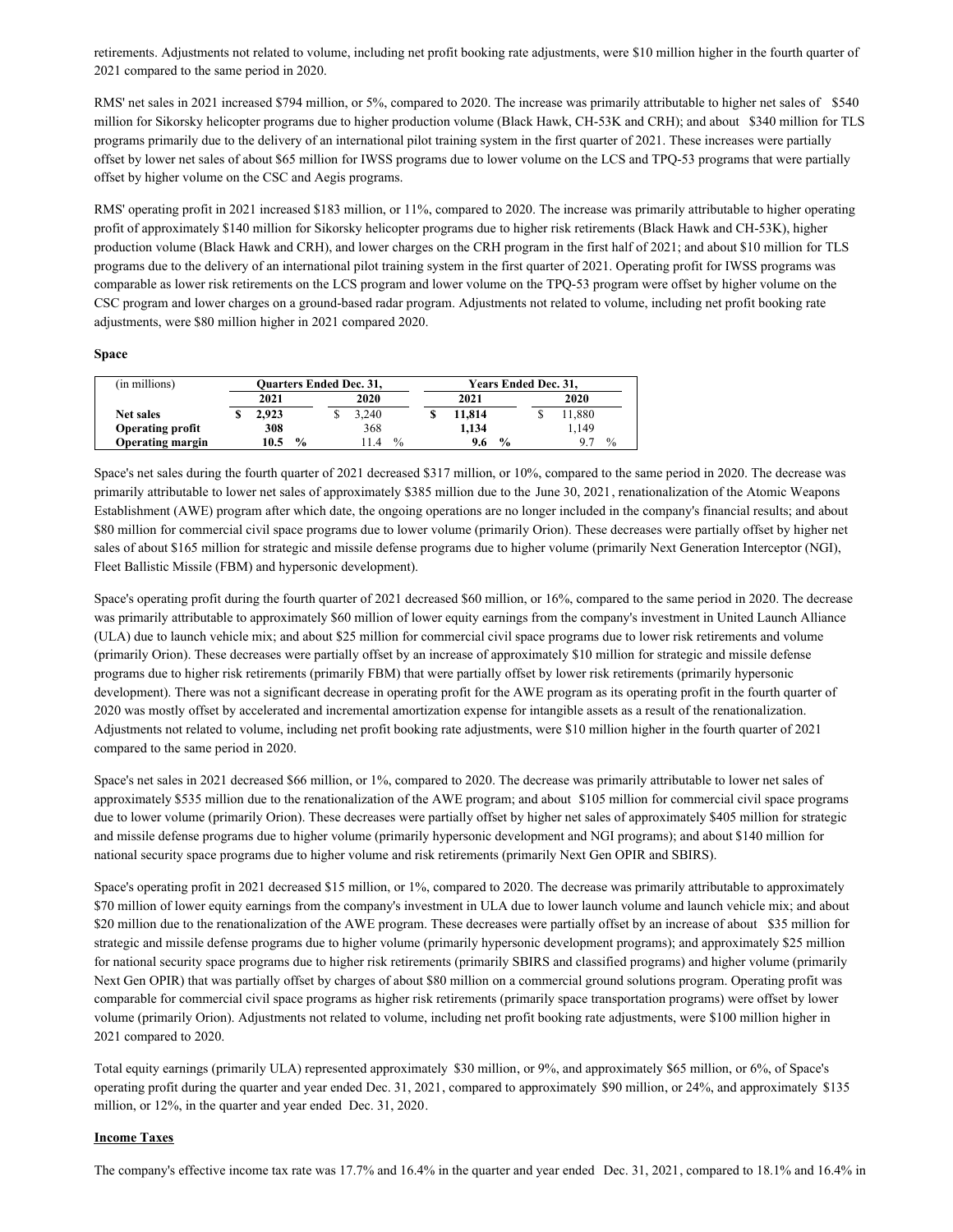retirements. Adjustments not related to volume, including net profit booking rate adjustments, were $10 million higher in the fourth quarter of 2021 compared to the same period in 2020.

RMS' net sales in 2021 increased $794 million, or 5%, compared to 2020. The increase was primarily attributable to higher net sales of $540 million for Sikorsky helicopter programs due to higher production volume (Black Hawk, CH-53K and CRH); and about $340 million for TLS programs primarily due to the delivery of an international pilot training system in the first quarter of 2021. These increases were partially offset by lower net sales of about $65 million for IWSS programs due to lower volume on the LCS and TPQ-53 programs that were partially offset by higher volume on the CSC and Aegis programs.

RMS' operating profit in 2021 increased $183 million, or 11%, compared to 2020. The increase was primarily attributable to higher operating profit of approximately $140 million for Sikorsky helicopter programs due to higher risk retirements (Black Hawk and CH-53K), higher production volume (Black Hawk and CRH), and lower charges on the CRH program in the first half of 2021; and about $10 million for TLS programs due to the delivery of an international pilot training system in the first quarter of 2021. Operating profit for IWSS programs was comparable as lower risk retirements on the LCS program and lower volume on the TPQ-53 program were offset by higher volume on the CSC program and lower charges on a ground-based radar program. Adjustments not related to volume, including net profit booking rate adjustments, were $80 million higher in 2021 compared 2020.

**Space**

| (in millions) | Quarters Ended Dec. 31, | | Years Ended Dec. 31, | |
|---|---|---|---|---|
| | **2021** | 2020 | **2021** | 2020 |
| **Net sales** | **$ 2,923** | $ 3,240 | **$ 11,814** | $ 11,880 |
| **Operating profit** | **308** | 368 | **1,134** | 1,149 |
| **Operating margin** | **10.5 %** | 11.4 % | **9.6 %** | 9.7 % |

Space's net sales during the fourth quarter of 2021 decreased $317 million, or 10%, compared to the same period in 2020. The decrease was primarily attributable to lower net sales of approximately $385 million due to the June 30, 2021, renationalization of the Atomic Weapons Establishment (AWE) program after which date, the ongoing operations are no longer included in the company's financial results; and about $80 million for commercial civil space programs due to lower volume (primarily Orion). These decreases were partially offset by higher net sales of about $165 million for strategic and missile defense programs due to higher volume (primarily Next Generation Interceptor (NGI), Fleet Ballistic Missile (FBM) and hypersonic development).

Space's operating profit during the fourth quarter of 2021 decreased $60 million, or 16%, compared to the same period in 2020. The decrease was primarily attributable to approximately $60 million of lower equity earnings from the company's investment in United Launch Alliance (ULA) due to launch vehicle mix; and about $25 million for commercial civil space programs due to lower risk retirements and volume (primarily Orion). These decreases were partially offset by an increase of approximately $10 million for strategic and missile defense programs due to higher risk retirements (primarily FBM) that were partially offset by lower risk retirements (primarily hypersonic development). There was not a significant decrease in operating profit for the AWE program as its operating profit in the fourth quarter of 2020 was mostly offset by accelerated and incremental amortization expense for intangible assets as a result of the renationalization. Adjustments not related to volume, including net profit booking rate adjustments, were $10 million higher in the fourth quarter of 2021 compared to the same period in 2020.

Space's net sales in 2021 decreased $66 million, or 1%, compared to 2020. The decrease was primarily attributable to lower net sales of approximately $535 million due to the renationalization of the AWE program; and about $105 million for commercial civil space programs due to lower volume (primarily Orion). These decreases were partially offset by higher net sales of approximately $405 million for strategic and missile defense programs due to higher volume (primarily hypersonic development and NGI programs); and about $140 million for national security space programs due to higher volume and risk retirements (primarily Next Gen OPIR and SBIRS).

Space's operating profit in 2021 decreased $15 million, or 1%, compared to 2020. The decrease was primarily attributable to approximately $70 million of lower equity earnings from the company's investment in ULA due to lower launch volume and launch vehicle mix; and about $20 million due to the renationalization of the AWE program. These decreases were partially offset by an increase of about $35 million for strategic and missile defense programs due to higher volume (primarily hypersonic development programs); and approximately $25 million for national security space programs due to higher risk retirements (primarily SBIRS and classified programs) and higher volume (primarily Next Gen OPIR) that was partially offset by charges of about $80 million on a commercial ground solutions program. Operating profit was comparable for commercial civil space programs as higher risk retirements (primarily space transportation programs) were offset by lower volume (primarily Orion). Adjustments not related to volume, including net profit booking rate adjustments, were $100 million higher in 2021 compared to 2020.

Total equity earnings (primarily ULA) represented approximately $30 million, or 9%, and approximately $65 million, or 6%, of Space's operating profit during the quarter and year ended Dec. 31, 2021, compared to approximately $90 million, or 24%, and approximately $135 million, or 12%, in the quarter and year ended Dec. 31, 2020.

**Income Taxes**

The company's effective income tax rate was 17.7% and 16.4% in the quarter and year ended Dec. 31, 2021, compared to 18.1% and 16.4% in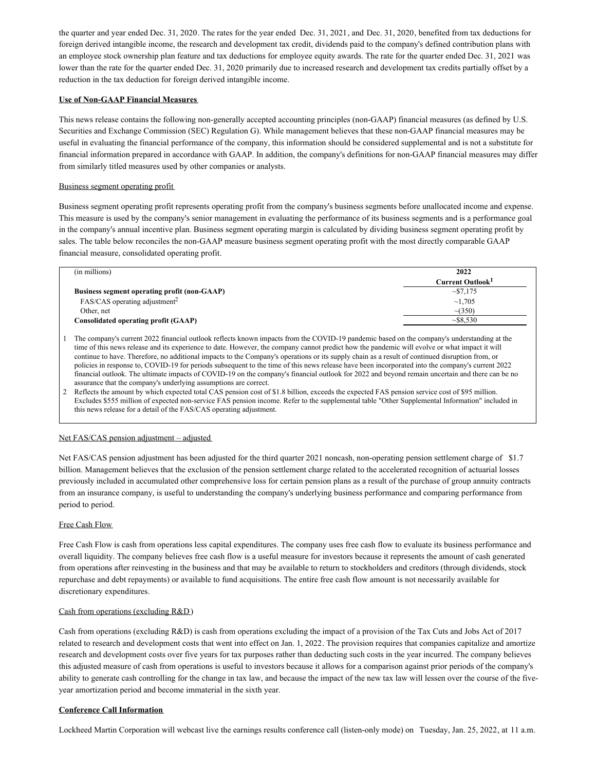the quarter and year ended Dec. 31, 2020. The rates for the year ended Dec. 31, 2021, and Dec. 31, 2020, benefited from tax deductions for foreign derived intangible income, the research and development tax credit, dividends paid to the company's defined contribution plans with an employee stock ownership plan feature and tax deductions for employee equity awards. The rate for the quarter ended Dec. 31, 2021 was lower than the rate for the quarter ended Dec. 31, 2020 primarily due to increased research and development tax credits partially offset by a reduction in the tax deduction for foreign derived intangible income.

**Use of Non-GAAP Financial Measures**

This news release contains the following non-generally accepted accounting principles (non-GAAP) financial measures (as defined by U.S. Securities and Exchange Commission (SEC) Regulation G). While management believes that these non-GAAP financial measures may be useful in evaluating the financial performance of the company, this information should be considered supplemental and is not a substitute for financial information prepared in accordance with GAAP. In addition, the company's definitions for non-GAAP financial measures may differ from similarly titled measures used by other companies or analysts.

Business segment operating profit

Business segment operating profit represents operating profit from the company's business segments before unallocated income and expense. This measure is used by the company's senior management in evaluating the performance of its business segments and is a performance goal in the company's annual incentive plan. Business segment operating margin is calculated by dividing business segment operating profit by sales. The table below reconciles the non-GAAP measure business segment operating profit with the most directly comparable GAAP financial measure, consolidated operating profit.

| (in millions) | 2022 Current Outlook[1] |
|---|---|
| **Business segment operating profit (non-GAAP)** | ~$7,175 |
| FAS/CAS operating adjustment[2] | ~1,705 |
| Other, net | ~(350) |
| **Consolidated operating profit (GAAP)** | ~$8,530 |

1 The company's current 2022 financial outlook reflects known impacts from the COVID-19 pandemic based on the company's understanding at the time of this news release and its experience to date. However, the company cannot predict how the pandemic will evolve or what impact it will continue to have. Therefore, no additional impacts to the Company's operations or its supply chain as a result of continued disruption from, or policies in response to, COVID-19 for periods subsequent to the time of this news release have been incorporated into the company's current 2022 financial outlook. The ultimate impacts of COVID-19 on the company's financial outlook for 2022 and beyond remain uncertain and there can be no assurance that the company's underlying assumptions are correct.

2 Reflects the amount by which expected total CAS pension cost of $1.8 billion, exceeds the expected FAS pension service cost of $95 million. Excludes $555 million of expected non-service FAS pension income. Refer to the supplemental table "Other Supplemental Information" included in this news release for a detail of the FAS/CAS operating adjustment.

Net FAS/CAS pension adjustment – adjusted

Net FAS/CAS pension adjustment has been adjusted for the third quarter 2021 noncash, non-operating pension settlement charge of $1.7 billion. Management believes that the exclusion of the pension settlement charge related to the accelerated recognition of actuarial losses previously included in accumulated other comprehensive loss for certain pension plans as a result of the purchase of group annuity contracts from an insurance company, is useful to understanding the company's underlying business performance and comparing performance from period to period.

Free Cash Flow

Free Cash Flow is cash from operations less capital expenditures. The company uses free cash flow to evaluate its business performance and overall liquidity. The company believes free cash flow is a useful measure for investors because it represents the amount of cash generated from operations after reinvesting in the business and that may be available to return to stockholders and creditors (through dividends, stock repurchase and debt repayments) or available to fund acquisitions. The entire free cash flow amount is not necessarily available for discretionary expenditures.

Cash from operations (excluding R&D)

Cash from operations (excluding R&D) is cash from operations excluding the impact of a provision of the Tax Cuts and Jobs Act of 2017 related to research and development costs that went into effect on Jan. 1, 2022. The provision requires that companies capitalize and amortize research and development costs over five years for tax purposes rather than deducting such costs in the year incurred. The company believes this adjusted measure of cash from operations is useful to investors because it allows for a comparison against prior periods of the company's ability to generate cash controlling for the change in tax law, and because the impact of the new tax law will lessen over the course of the five-year amortization period and become immaterial in the sixth year.

**Conference Call Information**

Lockheed Martin Corporation will webcast live the earnings results conference call (listen-only mode) on Tuesday, Jan. 25, 2022, at 11 a.m.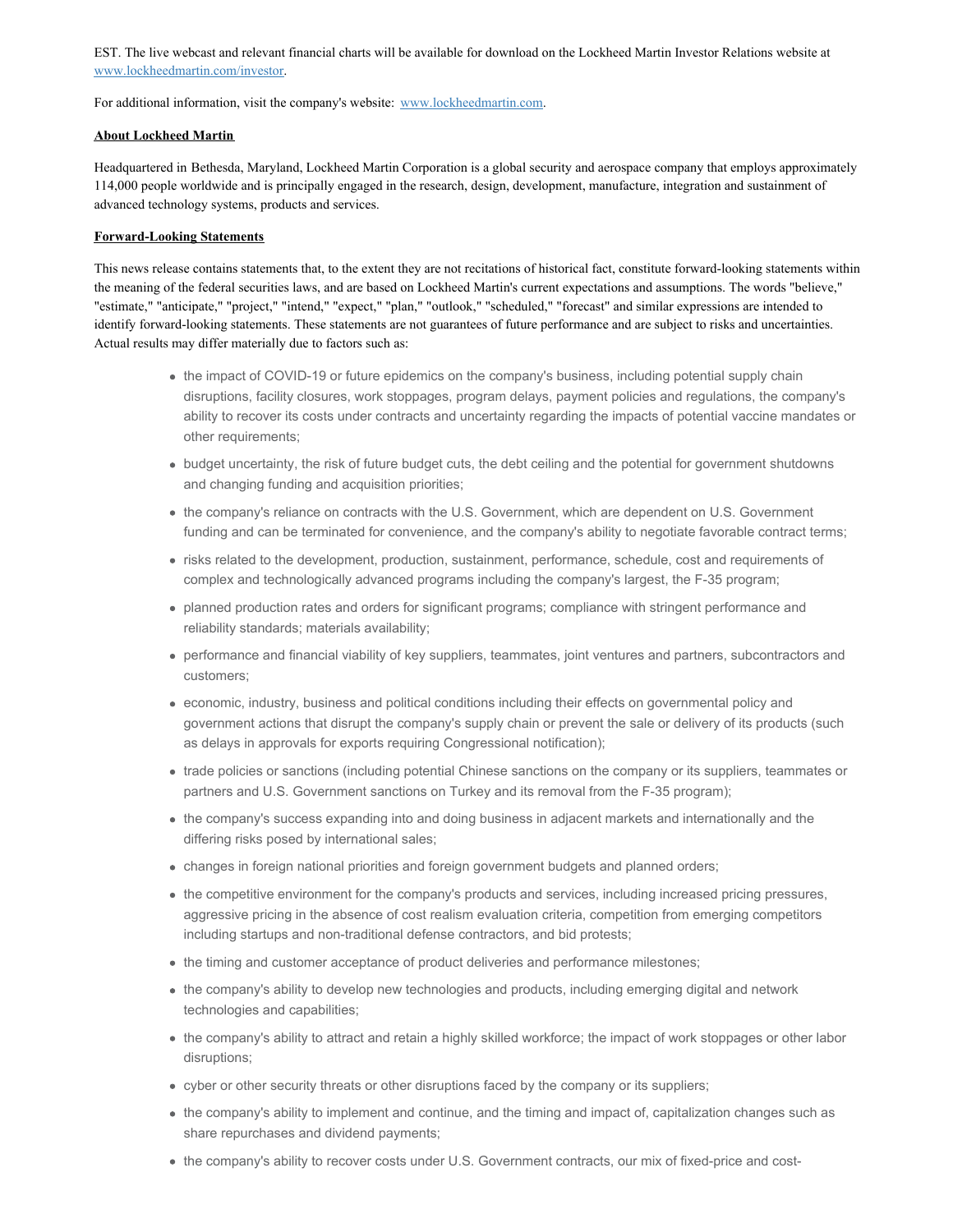EST. The live webcast and relevant financial charts will be available for download on the Lockheed Martin Investor Relations website at www.lockheedmartin.com/investor.

For additional information, visit the company's website: www.lockheedmartin.com.

**About Lockheed Martin**

Headquartered in Bethesda, Maryland, Lockheed Martin Corporation is a global security and aerospace company that employs approximately 114,000 people worldwide and is principally engaged in the research, design, development, manufacture, integration and sustainment of advanced technology systems, products and services.

**Forward-Looking Statements**

This news release contains statements that, to the extent they are not recitations of historical fact, constitute forward-looking statements within the meaning of the federal securities laws, and are based on Lockheed Martin's current expectations and assumptions. The words "believe," "estimate," "anticipate," "project," "intend," "expect," "plan," "outlook," "scheduled," "forecast" and similar expressions are intended to identify forward-looking statements. These statements are not guarantees of future performance and are subject to risks and uncertainties. Actual results may differ materially due to factors such as:

- the impact of COVID-19 or future epidemics on the company's business, including potential supply chain disruptions, facility closures, work stoppages, program delays, payment policies and regulations, the company's ability to recover its costs under contracts and uncertainty regarding the impacts of potential vaccine mandates or other requirements;
- budget uncertainty, the risk of future budget cuts, the debt ceiling and the potential for government shutdowns and changing funding and acquisition priorities;
- the company's reliance on contracts with the U.S. Government, which are dependent on U.S. Government funding and can be terminated for convenience, and the company's ability to negotiate favorable contract terms;
- risks related to the development, production, sustainment, performance, schedule, cost and requirements of complex and technologically advanced programs including the company's largest, the F-35 program;
- planned production rates and orders for significant programs; compliance with stringent performance and reliability standards; materials availability;
- performance and financial viability of key suppliers, teammates, joint ventures and partners, subcontractors and customers;
- economic, industry, business and political conditions including their effects on governmental policy and government actions that disrupt the company's supply chain or prevent the sale or delivery of its products (such as delays in approvals for exports requiring Congressional notification);
- trade policies or sanctions (including potential Chinese sanctions on the company or its suppliers, teammates or partners and U.S. Government sanctions on Turkey and its removal from the F-35 program);
- the company's success expanding into and doing business in adjacent markets and internationally and the differing risks posed by international sales;
- changes in foreign national priorities and foreign government budgets and planned orders;
- the competitive environment for the company's products and services, including increased pricing pressures, aggressive pricing in the absence of cost realism evaluation criteria, competition from emerging competitors including startups and non-traditional defense contractors, and bid protests;
- the timing and customer acceptance of product deliveries and performance milestones;
- the company's ability to develop new technologies and products, including emerging digital and network technologies and capabilities;
- the company's ability to attract and retain a highly skilled workforce; the impact of work stoppages or other labor disruptions;
- cyber or other security threats or other disruptions faced by the company or its suppliers;
- the company's ability to implement and continue, and the timing and impact of, capitalization changes such as share repurchases and dividend payments;
- the company's ability to recover costs under U.S. Government contracts, our mix of fixed-price and cost-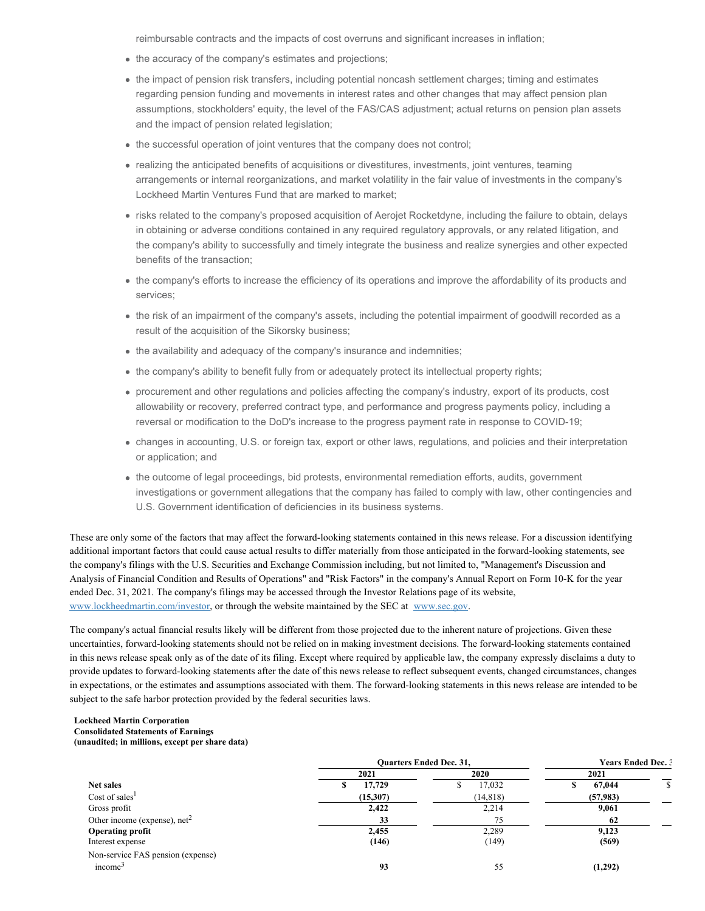reimbursable contracts and the impacts of cost overruns and significant increases in inflation;

- the accuracy of the company's estimates and projections;
- the impact of pension risk transfers, including potential noncash settlement charges; timing and estimates regarding pension funding and movements in interest rates and other changes that may affect pension plan assumptions, stockholders' equity, the level of the FAS/CAS adjustment; actual returns on pension plan assets and the impact of pension related legislation;
- the successful operation of joint ventures that the company does not control;
- realizing the anticipated benefits of acquisitions or divestitures, investments, joint ventures, teaming arrangements or internal reorganizations, and market volatility in the fair value of investments in the company's Lockheed Martin Ventures Fund that are marked to market;
- risks related to the company's proposed acquisition of Aerojet Rocketdyne, including the failure to obtain, delays in obtaining or adverse conditions contained in any required regulatory approvals, or any related litigation, and the company's ability to successfully and timely integrate the business and realize synergies and other expected benefits of the transaction;
- the company's efforts to increase the efficiency of its operations and improve the affordability of its products and services;
- the risk of an impairment of the company's assets, including the potential impairment of goodwill recorded as a result of the acquisition of the Sikorsky business;
- the availability and adequacy of the company's insurance and indemnities;
- the company's ability to benefit fully from or adequately protect its intellectual property rights;
- procurement and other regulations and policies affecting the company's industry, export of its products, cost allowability or recovery, preferred contract type, and performance and progress payments policy, including a reversal or modification to the DoD's increase to the progress payment rate in response to COVID-19;
- changes in accounting, U.S. or foreign tax, export or other laws, regulations, and policies and their interpretation or application; and
- the outcome of legal proceedings, bid protests, environmental remediation efforts, audits, government investigations or government allegations that the company has failed to comply with law, other contingencies and U.S. Government identification of deficiencies in its business systems.

These are only some of the factors that may affect the forward-looking statements contained in this news release. For a discussion identifying additional important factors that could cause actual results to differ materially from those anticipated in the forward-looking statements, see the company's filings with the U.S. Securities and Exchange Commission including, but not limited to, "Management's Discussion and Analysis of Financial Condition and Results of Operations" and "Risk Factors" in the company's Annual Report on Form 10-K for the year ended Dec. 31, 2021. The company's filings may be accessed through the Investor Relations page of its website, www.lockheedmartin.com/investor, or through the website maintained by the SEC at www.sec.gov.

The company's actual financial results likely will be different from those projected due to the inherent nature of projections. Given these uncertainties, forward-looking statements should not be relied on in making investment decisions. The forward-looking statements contained in this news release speak only as of the date of its filing. Except where required by applicable law, the company expressly disclaims a duty to provide updates to forward-looking statements after the date of this news release to reflect subsequent events, changed circumstances, changes in expectations, or the estimates and assumptions associated with them. The forward-looking statements in this news release are intended to be subject to the safe harbor protection provided by the federal securities laws.

**Lockheed Martin Corporation**
**Consolidated Statements of Earnings**
**(unaudited; in millions, except per share data)**

| | Quarters Ended Dec. 31, | | Years Ended Dec. 3 |
|---|---|---|---|
| | 2021 | 2020 | 2021 |
| **Net sales** | **$ 17,729** | $ 17,032 | **$ 67,044** |
| Cost of sales[1] | **(15,307)** | (14,818) | **(57,983)** |
| Gross profit | **2,422** | 2,214 | **9,061** |
| Other income (expense), net[2] | **33** | 75 | **62** |
| **Operating profit** | **2,455** | 2,289 | **9,123** |
| Interest expense | **(146)** | (149) | **(569)** |
| Non-service FAS pension (expense) income[3] | **93** | 55 | **(1,292)** |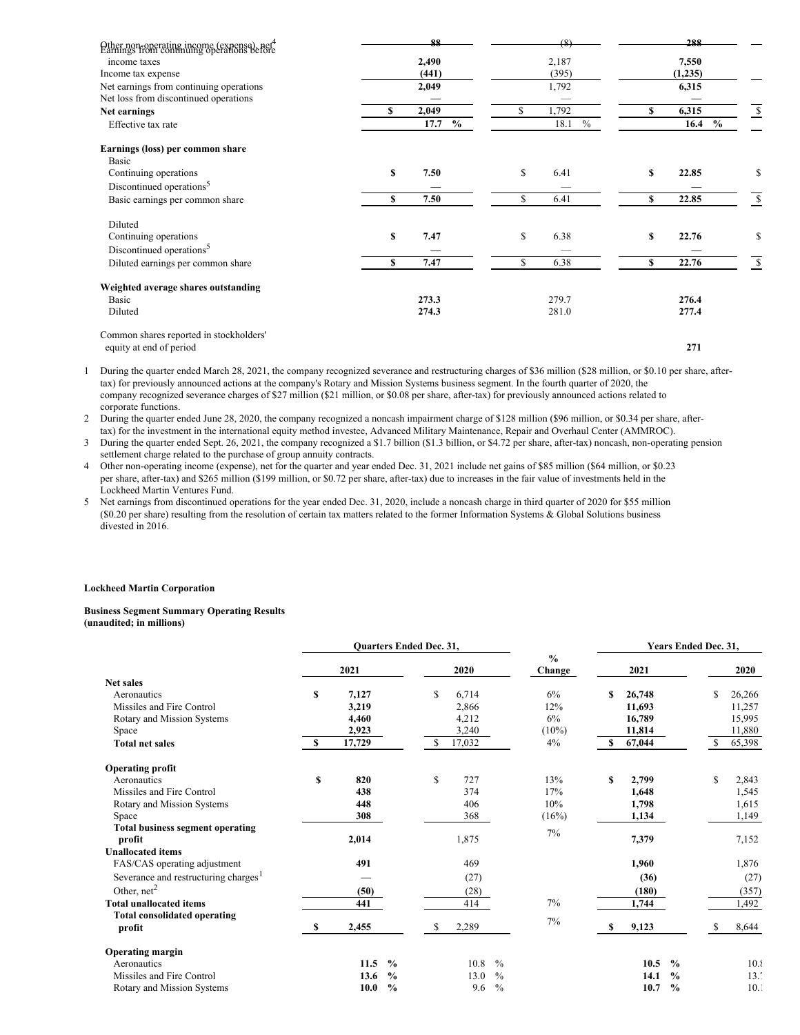| | | | |
|---|---|---|---|
| Other non-operating income (expense), net[4] | 88 | (8) | 288 |
| Earnings from continuing operations before income taxes | 2,490 | 2,187 | 7,550 |
| Income tax expense | (441) | (395) | (1,235) |
| Net earnings from continuing operations | 2,049 | 1,792 | 6,315 |
| Net loss from discontinued operations | — | — | — |
| **Net earnings** | $ 2,049 | $ 1,792 | $ 6,315 |
| Effective tax rate | 17.7 % | 18.1 % | 16.4 % |
| | | | |
| **Earnings (loss) per common share** | | | |
| Basic | | | |
| Continuing operations | $ 7.50 | $ 6.41 | $ 22.85 |
| Discontinued operations[5] | — | — | — |
| Basic earnings per common share | $ 7.50 | $ 6.41 | $ 22.85 |
| | | | |
| Diluted | | | |
| Continuing operations | $ 7.47 | $ 6.38 | $ 22.76 |
| Discontinued operations[5] | — | — | — |
| Diluted earnings per common share | $ 7.47 | $ 6.38 | $ 22.76 |
| | | | |
| **Weighted average shares outstanding** | | | |
| Basic | 273.3 | 279.7 | 276.4 |
| Diluted | 274.3 | 281.0 | 277.4 |
| | | | |
| Common shares reported in stockholders' equity at end of period | | | 271 |

1 During the quarter ended March 28, 2021, the company recognized severance and restructuring charges of $36 million ($28 million, or $0.10 per share, after-tax) for previously announced actions at the company's Rotary and Mission Systems business segment. In the fourth quarter of 2020, the company recognized severance charges of $27 million ($21 million, or $0.08 per share, after-tax) for previously announced actions related to corporate functions.

2 During the quarter ended June 28, 2020, the company recognized a noncash impairment charge of $128 million ($96 million, or $0.34 per share, after-tax) for the investment in the international equity method investee, Advanced Military Maintenance, Repair and Overhaul Center (AMMROC).

3 During the quarter ended Sept. 26, 2021, the company recognized a $1.7 billion ($1.3 billion, or $4.72 per share, after-tax) noncash, non-operating pension settlement charge related to the purchase of group annuity contracts.

4 Other non-operating income (expense), net for the quarter and year ended Dec. 31, 2021 include net gains of $85 million ($64 million, or $0.23 per share, after-tax) and $265 million ($199 million, or $0.72 per share, after-tax) due to increases in the fair value of investments held in the Lockheed Martin Ventures Fund.

5 Net earnings from discontinued operations for the year ended Dec. 31, 2020, include a noncash charge in third quarter of 2020 for $55 million ($0.20 per share) resulting from the resolution of certain tax matters related to the former Information Systems & Global Solutions business divested in 2016.

**Lockheed Martin Corporation**

**Business Segment Summary Operating Results**
**(unaudited; in millions)**

| | Quarters Ended Dec. 31, | | % Change | Years Ended Dec. 31, | |
|---|---|---|---|---|---|
| | 2021 | 2020 | | 2021 | 2020 |
| **Net sales** | | | | | |
| Aeronautics | $ 7,127 | $ 6,714 | 6% | $ 26,748 | $ 26,266 |
| Missiles and Fire Control | 3,219 | 2,866 | 12% | 11,693 | 11,257 |
| Rotary and Mission Systems | 4,460 | 4,212 | 6% | 16,789 | 15,995 |
| Space | 2,923 | 3,240 | (10%) | 11,814 | 11,880 |
| **Total net sales** | $ 17,729 | $ 17,032 | 4% | $ 67,044 | $ 65,398 |
| | | | | | |
| **Operating profit** | | | | | |
| Aeronautics | $ 820 | $ 727 | 13% | $ 2,799 | $ 2,843 |
| Missiles and Fire Control | 438 | 374 | 17% | 1,648 | 1,545 |
| Rotary and Mission Systems | 448 | 406 | 10% | 1,798 | 1,615 |
| Space | 308 | 368 | (16%) | 1,134 | 1,149 |
| **Total business segment operating profit** | 2,014 | 1,875 | 7% | 7,379 | 7,152 |
| **Unallocated items** | | | | | |
| FAS/CAS operating adjustment | 491 | 469 | | 1,960 | 1,876 |
| Severance and restructuring charges[1] | — | (27) | | (36) | (27) |
| Other, net[2] | (50) | (28) | | (180) | (357) |
| **Total unallocated items** | 441 | 414 | 7% | 1,744 | 1,492 |
| **Total consolidated operating profit** | $ 2,455 | $ 2,289 | 7% | $ 9,123 | $ 8,644 |
| | | | | | |
| **Operating margin** | | | | | |
| Aeronautics | 11.5 % | 10.8 % | | 10.5 % | 10.8 |
| Missiles and Fire Control | 13.6 % | 13.0 % | | 14.1 % | 13.7 |
| Rotary and Mission Systems | 10.0 % | 9.6 % | | 10.7 % | 10.1 |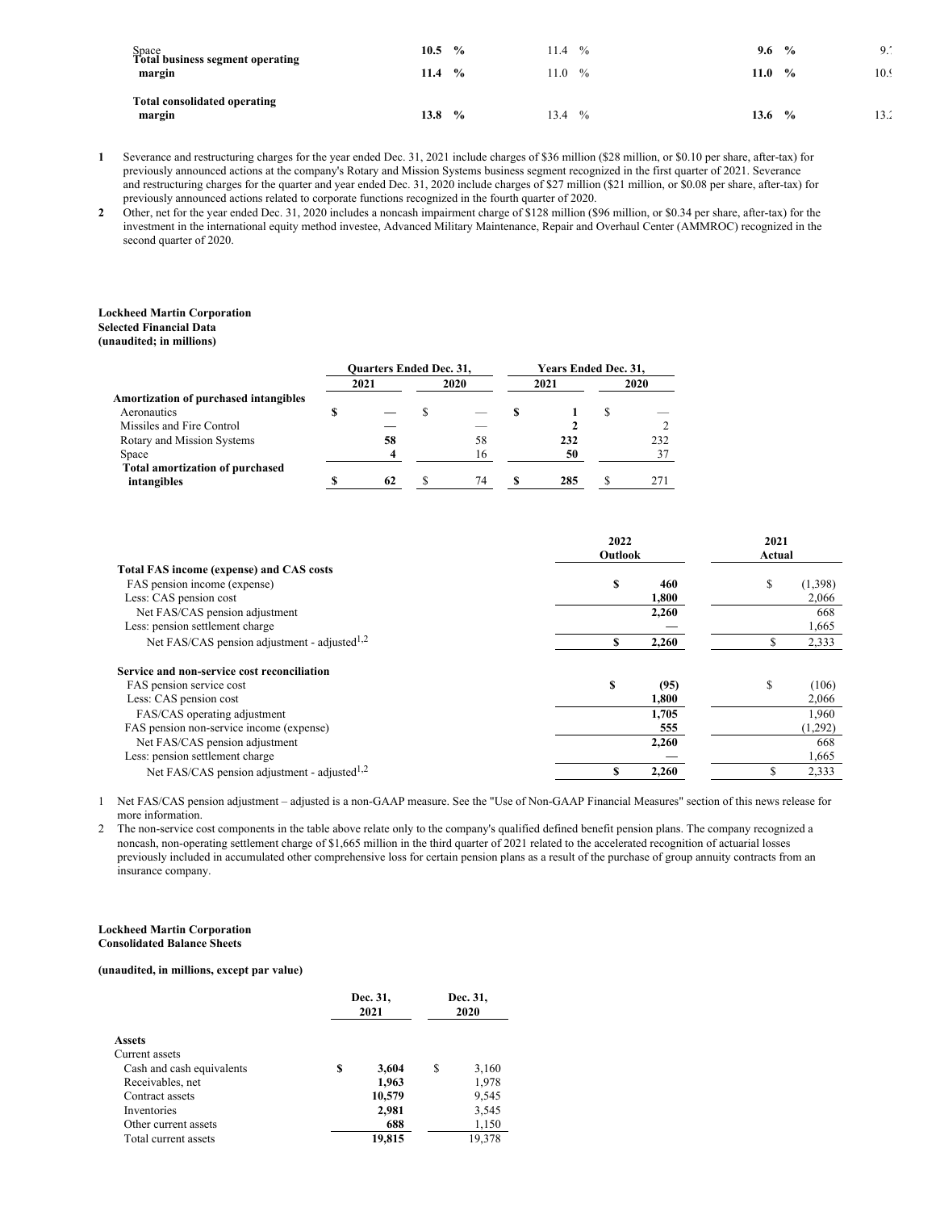| | | | | |
|---|---|---|---|---|
| Space | 10.5 % | 11.4 % | 9.6 % | 9.7 |
| Total business segment operating margin | 11.4 % | 11.0 % | 11.0 % | 10.9 |
| Total consolidated operating margin | 13.8 % | 13.4 % | 13.6 % | 13.2 |

1 Severance and restructuring charges for the year ended Dec. 31, 2021 include charges of $36 million ($28 million, or $0.10 per share, after-tax) for previously announced actions at the company's Rotary and Mission Systems business segment recognized in the first quarter of 2021. Severance and restructuring charges for the quarter and year ended Dec. 31, 2020 include charges of $27 million ($21 million, or $0.08 per share, after-tax) for previously announced actions related to corporate functions recognized in the fourth quarter of 2020.

2 Other, net for the year ended Dec. 31, 2020 includes a noncash impairment charge of $128 million ($96 million, or $0.34 per share, after-tax) for the investment in the international equity method investee, Advanced Military Maintenance, Repair and Overhaul Center (AMMROC) recognized in the second quarter of 2020.

**Lockheed Martin Corporation**
**Selected Financial Data**
**(unaudited; in millions)**

| | Quarters Ended Dec. 31, | | Years Ended Dec. 31, | |
|---|---|---|---|---|
| | 2021 | 2020 | 2021 | 2020 |
| **Amortization of purchased intangibles** | | | | |
| Aeronautics | $ — | $ — | $ 1 | $ — |
| Missiles and Fire Control | — | — | 2 | 2 |
| Rotary and Mission Systems | 58 | 58 | 232 | 232 |
| Space | 4 | 16 | 50 | 37 |
| **Total amortization of purchased intangibles** | $ 62 | $ 74 | $ 285 | $ 271 |

| | 2022 Outlook | 2021 Actual |
|---|---|---|
| **Total FAS income (expense) and CAS costs** | | |
| FAS pension income (expense) | $ 460 | $ (1,398) |
| Less: CAS pension cost | 1,800 | 2,066 |
| Net FAS/CAS pension adjustment | 2,260 | 668 |
| Less: pension settlement charge | — | 1,665 |
| Net FAS/CAS pension adjustment - adjusted[1,2] | $ 2,260 | $ 2,333 |
| | | |
| **Service and non-service cost reconciliation** | | |
| FAS pension service cost | $ (95) | $ (106) |
| Less: CAS pension cost | 1,800 | 2,066 |
| FAS/CAS operating adjustment | 1,705 | 1,960 |
| FAS pension non-service income (expense) | 555 | (1,292) |
| Net FAS/CAS pension adjustment | 2,260 | 668 |
| Less: pension settlement charge | — | 1,665 |
| Net FAS/CAS pension adjustment - adjusted[1,2] | $ 2,260 | $ 2,333 |

1 Net FAS/CAS pension adjustment – adjusted is a non-GAAP measure. See the "Use of Non-GAAP Financial Measures" section of this news release for more information.

2 The non-service cost components in the table above relate only to the company's qualified defined benefit pension plans. The company recognized a noncash, non-operating settlement charge of $1,665 million in the third quarter of 2021 related to the accelerated recognition of actuarial losses previously included in accumulated other comprehensive loss for certain pension plans as a result of the purchase of group annuity contracts from an insurance company.

**Lockheed Martin Corporation**
**Consolidated Balance Sheets**

**(unaudited, in millions, except par value)**

| | Dec. 31, 2021 | Dec. 31, 2020 |
|---|---|---|
| **Assets** | | |
| Current assets | | |
| Cash and cash equivalents | $ 3,604 | $ 3,160 |
| Receivables, net | 1,963 | 1,978 |
| Contract assets | 10,579 | 9,545 |
| Inventories | 2,981 | 3,545 |
| Other current assets | 688 | 1,150 |
| Total current assets | 19,815 | 19,378 |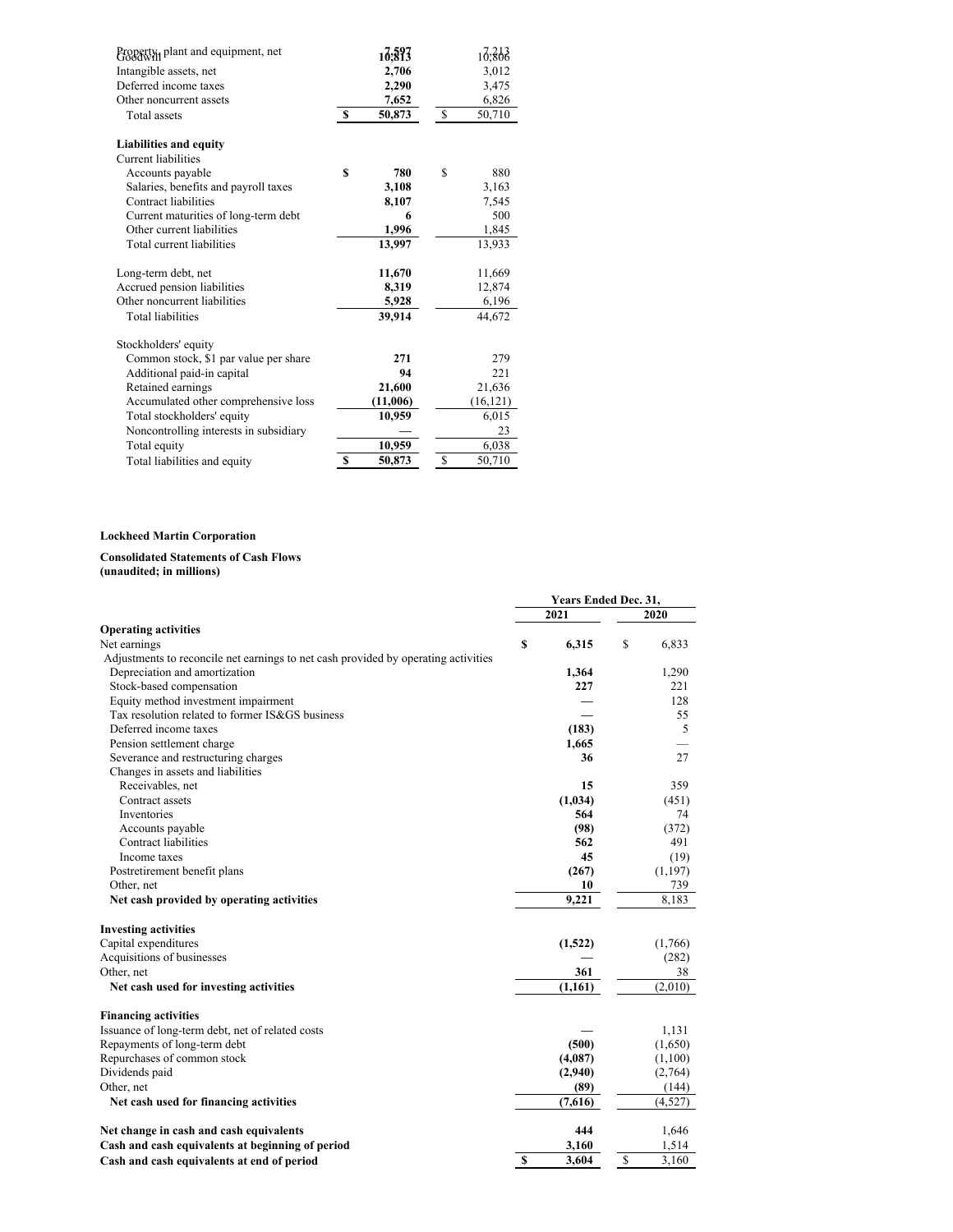| | | |
|---|---|---|
| Property, plant and equipment, net | 7,597 | 7,213 |
| Goodwill | 10,813 | 10,806 |
| Intangible assets, net | 2,706 | 3,012 |
| Deferred income taxes | 2,290 | 3,475 |
| Other noncurrent assets | 7,652 | 6,826 |
| Total assets | $ 50,873 | $ 50,710 |
| | | |
| **Liabilities and equity** | | |
| Current liabilities | | |
| Accounts payable | $ 780 | $ 880 |
| Salaries, benefits and payroll taxes | 3,108 | 3,163 |
| Contract liabilities | 8,107 | 7,545 |
| Current maturities of long-term debt | 6 | 500 |
| Other current liabilities | 1,996 | 1,845 |
| Total current liabilities | 13,997 | 13,933 |
| | | |
| Long-term debt, net | 11,670 | 11,669 |
| Accrued pension liabilities | 8,319 | 12,874 |
| Other noncurrent liabilities | 5,928 | 6,196 |
| Total liabilities | 39,914 | 44,672 |
| | | |
| Stockholders' equity | | |
| Common stock, $1 par value per share | 271 | 279 |
| Additional paid-in capital | 94 | 221 |
| Retained earnings | 21,600 | 21,636 |
| Accumulated other comprehensive loss | (11,006) | (16,121) |
| Total stockholders' equity | 10,959 | 6,015 |
| Noncontrolling interests in subsidiary | — | 23 |
| Total equity | 10,959 | 6,038 |
| Total liabilities and equity | $ 50,873 | $ 50,710 |

**Lockheed Martin Corporation**

**Consolidated Statements of Cash Flows**
**(unaudited; in millions)**

| | Years Ended Dec. 31, | |
|---|---|---|
| | 2021 | 2020 |
| **Operating activities** | | |
| Net earnings | $ 6,315 | $ 6,833 |
| Adjustments to reconcile net earnings to net cash provided by operating activities | | |
| Depreciation and amortization | 1,364 | 1,290 |
| Stock-based compensation | 227 | 221 |
| Equity method investment impairment | — | 128 |
| Tax resolution related to former IS&GS business | — | 55 |
| Deferred income taxes | (183) | 5 |
| Pension settlement charge | 1,665 | — |
| Severance and restructuring charges | 36 | 27 |
| Changes in assets and liabilities | | |
| Receivables, net | 15 | 359 |
| Contract assets | (1,034) | (451) |
| Inventories | 564 | 74 |
| Accounts payable | (98) | (372) |
| Contract liabilities | 562 | 491 |
| Income taxes | 45 | (19) |
| Postretirement benefit plans | (267) | (1,197) |
| Other, net | 10 | 739 |
| **Net cash provided by operating activities** | 9,221 | 8,183 |
| | | |
| **Investing activities** | | |
| Capital expenditures | (1,522) | (1,766) |
| Acquisitions of businesses | — | (282) |
| Other, net | 361 | 38 |
| **Net cash used for investing activities** | (1,161) | (2,010) |
| | | |
| **Financing activities** | | |
| Issuance of long-term debt, net of related costs | — | 1,131 |
| Repayments of long-term debt | (500) | (1,650) |
| Repurchases of common stock | (4,087) | (1,100) |
| Dividends paid | (2,940) | (2,764) |
| Other, net | (89) | (144) |
| **Net cash used for financing activities** | (7,616) | (4,527) |
| | | |
| **Net change in cash and cash equivalents** | 444 | 1,646 |
| **Cash and cash equivalents at beginning of period** | 3,160 | 1,514 |
| **Cash and cash equivalents at end of period** | $ 3,604 | $ 3,160 |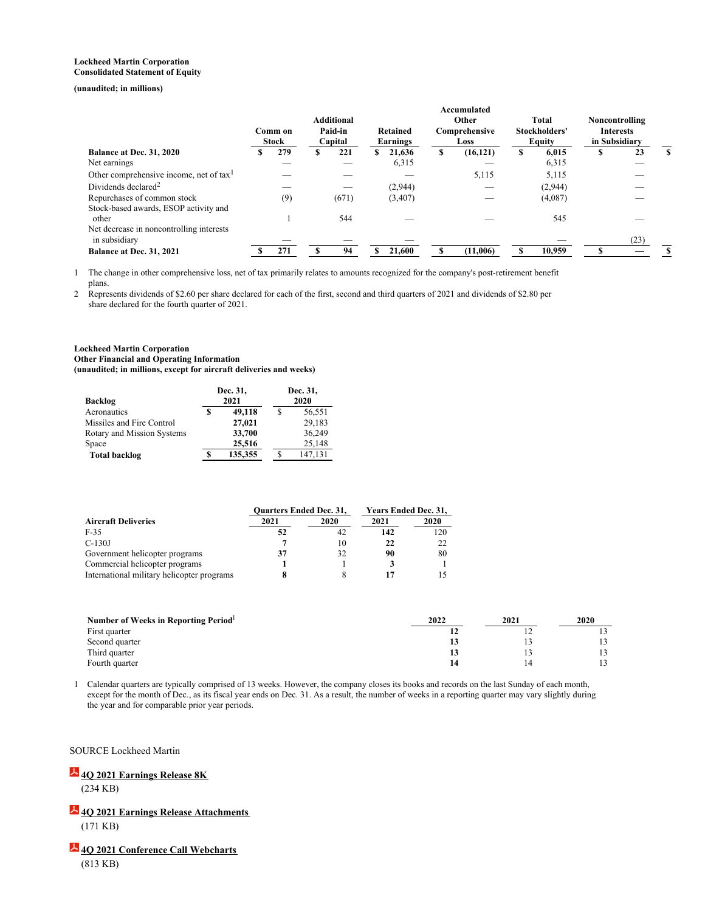**Lockheed Martin Corporation**
**Consolidated Statement of Equity**

**(unaudited; in millions)**

| | Common Stock | Additional Paid-in Capital | Retained Earnings | Accumulated Other Comprehensive Loss | Total Stockholders' Equity | Noncontrolling Interests in Subsidiary | |
|---|---|---|---|---|---|---|---|
| **Balance at Dec. 31, 2020** | $ 279 | $ 221 | $ 21,636 | $ (16,121) | $ 6,015 | $ 23 | $ |
| Net earnings | — | — | 6,315 | — | 6,315 | — | |
| Other comprehensive income, net of tax[1] | — | — | — | 5,115 | 5,115 | — | |
| Dividends declared[2] | — | — | (2,944) | — | (2,944) | — | |
| Repurchases of common stock | (9) | (671) | (3,407) | — | (4,087) | — | |
| Stock-based awards, ESOP activity and other | 1 | 544 | — | — | 545 | — | |
| Net decrease in noncontrolling interests in subsidiary | — | — | — | — | — | (23) | |
| **Balance at Dec. 31, 2021** | $ 271 | $ 94 | $ 21,600 | $ (11,006) | $ 10,959 | $ — | $ |

1 The change in other comprehensive loss, net of tax primarily relates to amounts recognized for the company's post-retirement benefit plans.

2 Represents dividends of $2.60 per share declared for each of the first, second and third quarters of 2021 and dividends of $2.80 per share declared for the fourth quarter of 2021.

**Lockheed Martin Corporation**
**Other Financial and Operating Information**
**(unaudited; in millions, except for aircraft deliveries and weeks)**

| Backlog | Dec. 31, 2021 | Dec. 31, 2020 |
|---|---|---|
| Aeronautics | $ **49,118** | $ 56,551 |
| Missiles and Fire Control | **27,021** | 29,183 |
| Rotary and Mission Systems | **33,700** | 36,249 |
| Space | **25,516** | 25,148 |
| **Total backlog** | $ **135,355** | $ 147,131 |

| Aircraft Deliveries | Quarters Ended Dec. 31, | | Years Ended Dec. 31, | |
|---|---|---|---|---|
| | 2021 | 2020 | 2021 | 2020 |
| F-35 | **52** | 42 | **142** | 120 |
| C-130J | **7** | 10 | **22** | 22 |
| Government helicopter programs | **37** | 32 | **90** | 80 |
| Commercial helicopter programs | **1** | 1 | **3** | 1 |
| International military helicopter programs | **8** | 8 | **17** | 15 |

| Number of Weeks in Reporting Period[1] | 2022 | 2021 | 2020 |
|---|---|---|---|
| First quarter | **12** | 12 | 13 |
| Second quarter | **13** | 13 | 13 |
| Third quarter | **13** | 13 | 13 |
| Fourth quarter | **14** | 14 | 13 |

1 Calendar quarters are typically comprised of 13 weeks. However, the company closes its books and records on the last Sunday of each month, except for the month of Dec., as its fiscal year ends on Dec. 31. As a result, the number of weeks in a reporting quarter may vary slightly during the year and for comparable prior year periods.

SOURCE Lockheed Martin

**4Q 2021 Earnings Release 8K**
(234 KB)

**4Q 2021 Earnings Release Attachments**
(171 KB)

**4Q 2021 Conference Call Webcharts**
(813 KB)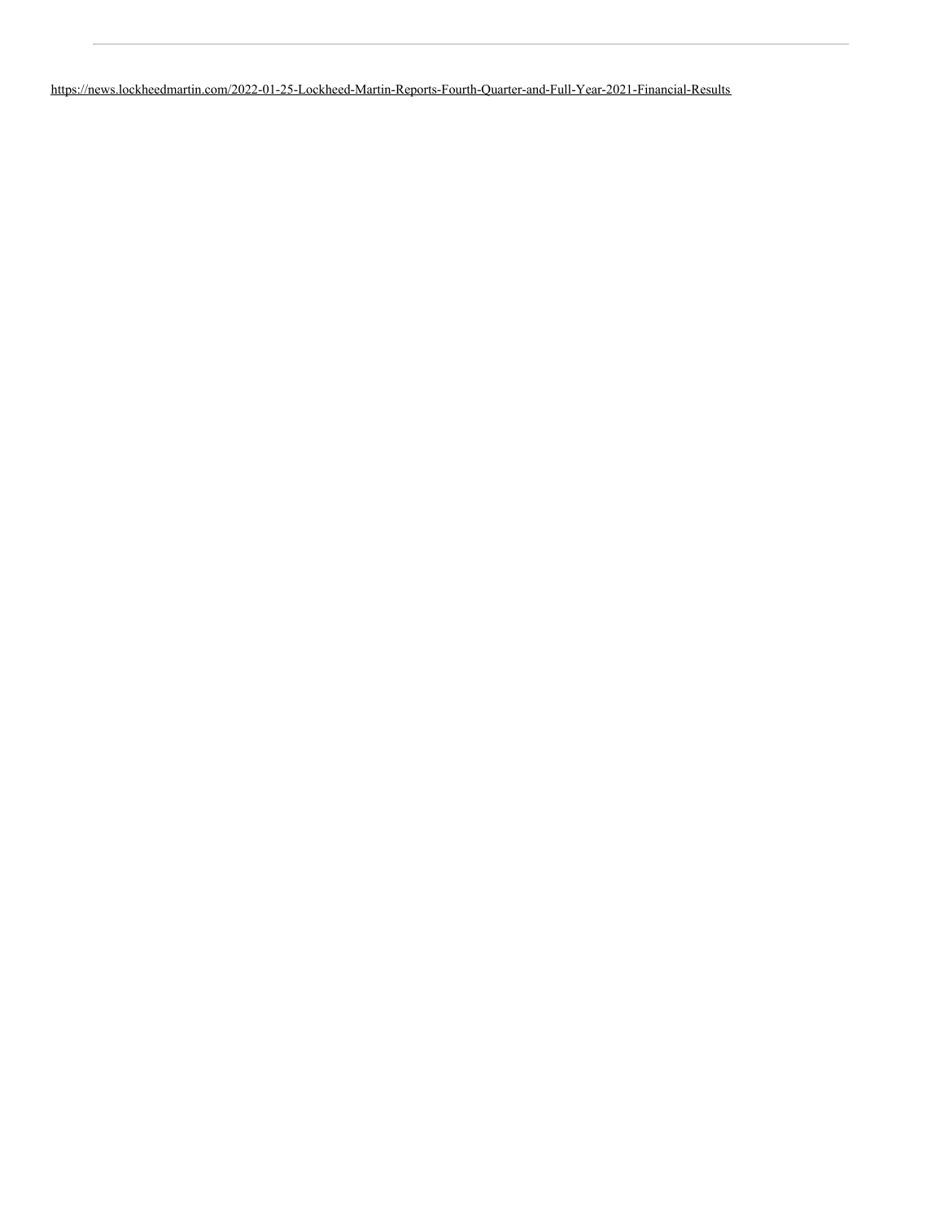https://news.lockheedmartin.com/2022-01-25-Lockheed-Martin-Reports-Fourth-Quarter-and-Full-Year-2021-Financial-Results